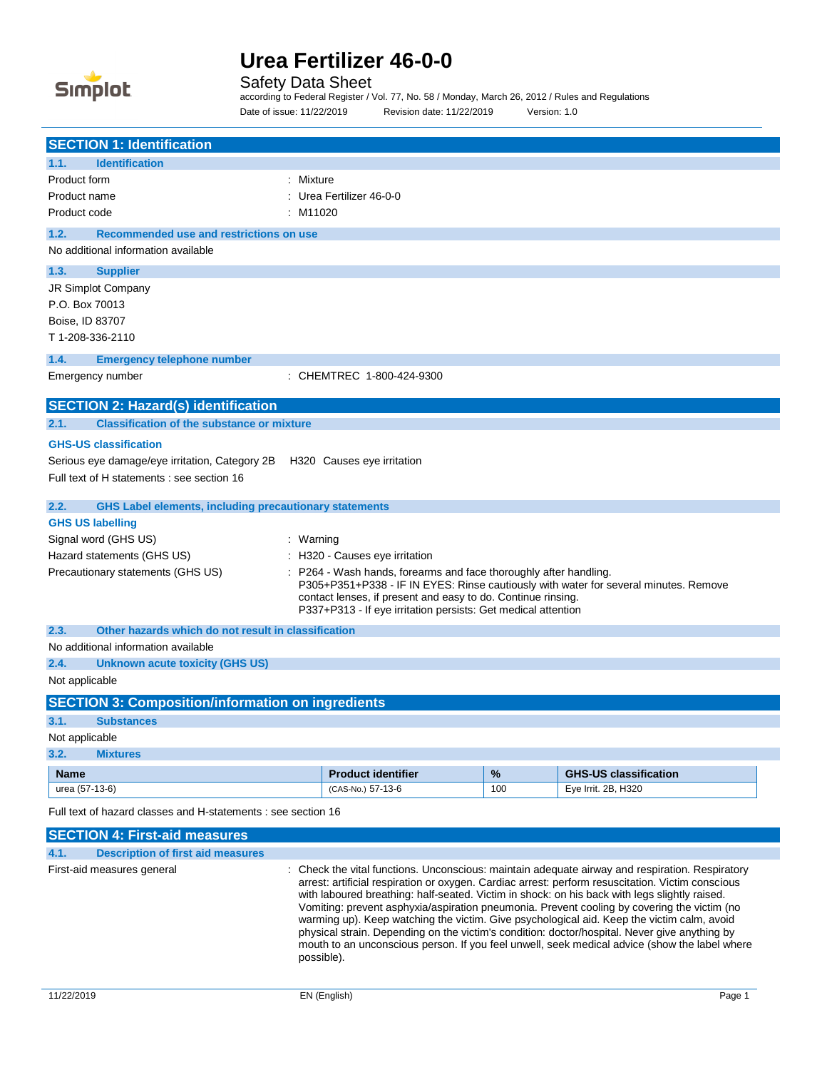# Urea Fertilizer 46-0-0

Safety Data Sheet

according to Federal Register / Vol. 77, No. 58 / Monday, March 26, 2012 / Rules and Regulations

Date of issue: 11/22/2019 Revision date: 11/22/2019 Version: 1.0

## SECTION 1: Identification

### 1.1. Identification

Product form : Mixture

Product name : Urea Fertilizer 46-0-0

Product code : M11020

### 1.2. Recommended use and restrictions on use

No additional information available

### 1.3. Supplier

JR Simplot Company
P.O. Box 70013
Boise, ID 83707
T 1-208-336-2110

### 1.4. Emergency telephone number

Emergency number : CHEMTREC 1-800-424-9300

## SECTION 2: Hazard(s) identification

### 2.1. Classification of the substance or mixture

**GHS-US classification**

Serious eye damage/eye irritation, Category 2B H320 Causes eye irritation

Full text of H statements : see section 16

### 2.2. GHS Label elements, including precautionary statements

**GHS US labelling**

Signal word (GHS US) : Warning

Hazard statements (GHS US) : H320 - Causes eye irritation

Precautionary statements (GHS US) : P264 - Wash hands, forearms and face thoroughly after handling.
P305+P351+P338 - IF IN EYES: Rinse cautiously with water for several minutes. Remove contact lenses, if present and easy to do. Continue rinsing.
P337+P313 - If eye irritation persists: Get medical attention

### 2.3. Other hazards which do not result in classification

No additional information available

### 2.4. Unknown acute toxicity (GHS US)

Not applicable

## SECTION 3: Composition/information on ingredients

### 3.1. Substances

Not applicable

### 3.2. Mixtures

| Name | Product identifier | % | GHS-US classification |
|---|---|---|---|
| urea (57-13-6) | (CAS-No.) 57-13-6 | 100 | Eye Irrit. 2B, H320 |

Full text of hazard classes and H-statements : see section 16

## SECTION 4: First-aid measures

### 4.1. Description of first aid measures

First-aid measures general : Check the vital functions. Unconscious: maintain adequate airway and respiration. Respiratory arrest: artificial respiration or oxygen. Cardiac arrest: perform resuscitation. Victim conscious with laboured breathing: half-seated. Victim in shock: on his back with legs slightly raised. Vomiting: prevent asphyxia/aspiration pneumonia. Prevent cooling by covering the victim (no warming up). Keep watching the victim. Give psychological aid. Keep the victim calm, avoid physical strain. Depending on the victim's condition: doctor/hospital. Never give anything by mouth to an unconscious person. If you feel unwell, seek medical advice (show the label where possible).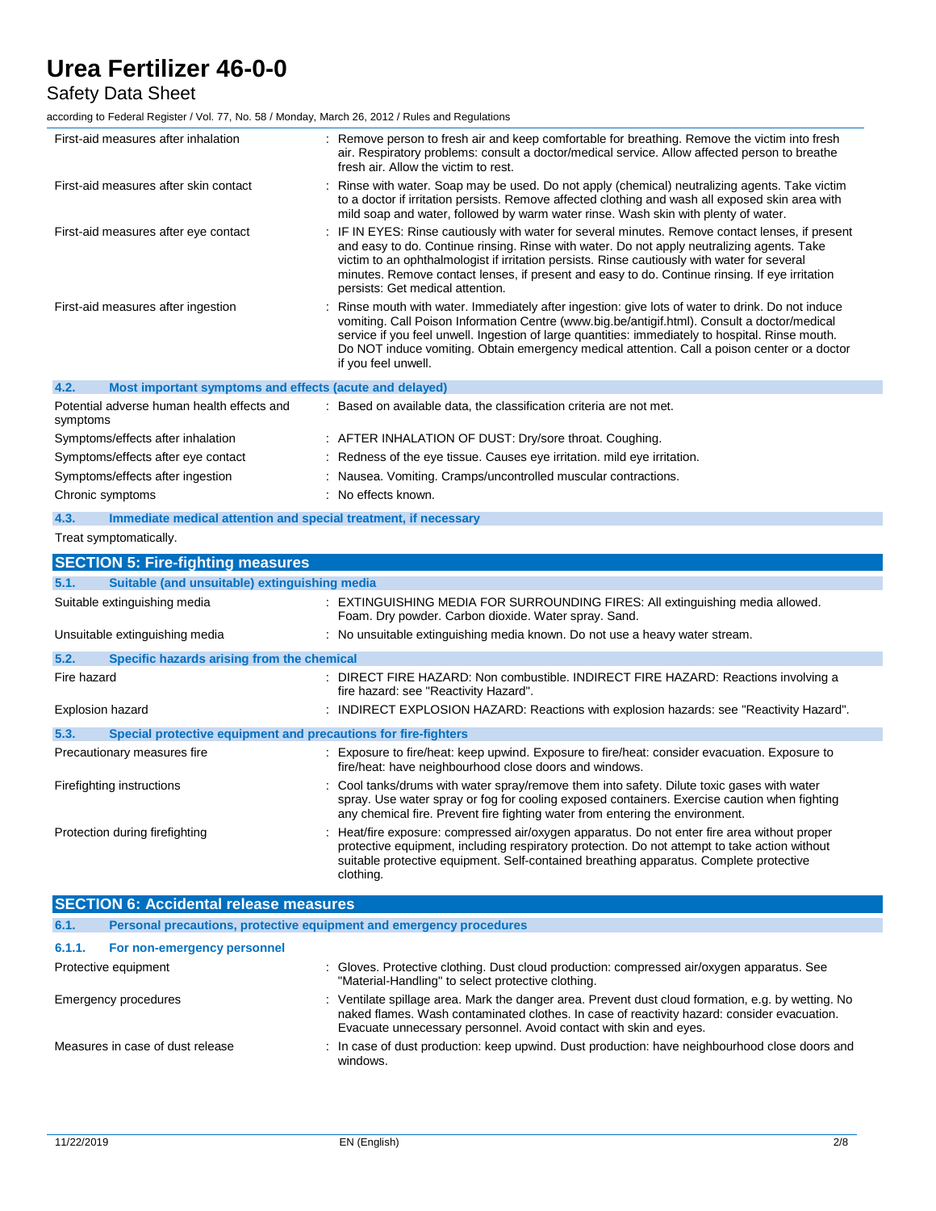| | |
|---|---|
| First-aid measures after inhalation | : Remove person to fresh air and keep comfortable for breathing. Remove the victim into fresh air. Respiratory problems: consult a doctor/medical service. Allow affected person to breathe fresh air. Allow the victim to rest. |
| First-aid measures after skin contact | : Rinse with water. Soap may be used. Do not apply (chemical) neutralizing agents. Take victim to a doctor if irritation persists. Remove affected clothing and wash all exposed skin area with mild soap and water, followed by warm water rinse. Wash skin with plenty of water. |
| First-aid measures after eye contact | : IF IN EYES: Rinse cautiously with water for several minutes. Remove contact lenses, if present and easy to do. Continue rinsing. Rinse with water. Do not apply neutralizing agents. Take victim to an ophthalmologist if irritation persists. Rinse cautiously with water for several minutes. Remove contact lenses, if present and easy to do. Continue rinsing. If eye irritation persists: Get medical attention. |
| First-aid measures after ingestion | : Rinse mouth with water. Immediately after ingestion: give lots of water to drink. Do not induce vomiting. Call Poison Information Centre (www.big.be/antigif.html). Consult a doctor/medical service if you feel unwell. Ingestion of large quantities: immediately to hospital. Rinse mouth. Do NOT induce vomiting. Obtain emergency medical attention. Call a poison center or a doctor if you feel unwell. |

### 4.2. Most important symptoms and effects (acute and delayed)

| | |
|---|---|
| Potential adverse human health effects and symptoms | : Based on available data, the classification criteria are not met. |
| Symptoms/effects after inhalation | : AFTER INHALATION OF DUST: Dry/sore throat. Coughing. |
| Symptoms/effects after eye contact | : Redness of the eye tissue. Causes eye irritation. mild eye irritation. |
| Symptoms/effects after ingestion | : Nausea. Vomiting. Cramps/uncontrolled muscular contractions. |
| Chronic symptoms | : No effects known. |

### 4.3. Immediate medical attention and special treatment, if necessary

Treat symptomatically.

## SECTION 5: Fire-fighting measures

### 5.1. Suitable (and unsuitable) extinguishing media

| | |
|---|---|
| Suitable extinguishing media | : EXTINGUISHING MEDIA FOR SURROUNDING FIRES: All extinguishing media allowed. Foam. Dry powder. Carbon dioxide. Water spray. Sand. |
| Unsuitable extinguishing media | : No unsuitable extinguishing media known. Do not use a heavy water stream. |

### 5.2. Specific hazards arising from the chemical

| | |
|---|---|
| Fire hazard | : DIRECT FIRE HAZARD: Non combustible. INDIRECT FIRE HAZARD: Reactions involving a fire hazard: see "Reactivity Hazard". |
| Explosion hazard | : INDIRECT EXPLOSION HAZARD: Reactions with explosion hazards: see "Reactivity Hazard". |

### 5.3. Special protective equipment and precautions for fire-fighters

| | |
|---|---|
| Precautionary measures fire | : Exposure to fire/heat: keep upwind. Exposure to fire/heat: consider evacuation. Exposure to fire/heat: have neighbourhood close doors and windows. |
| Firefighting instructions | : Cool tanks/drums with water spray/remove them into safety. Dilute toxic gases with water spray. Use water spray or fog for cooling exposed containers. Exercise caution when fighting any chemical fire. Prevent fire fighting water from entering the environment. |
| Protection during firefighting | : Heat/fire exposure: compressed air/oxygen apparatus. Do not enter fire area without proper protective equipment, including respiratory protection. Do not attempt to take action without suitable protective equipment. Self-contained breathing apparatus. Complete protective clothing. |

## SECTION 6: Accidental release measures

### 6.1. Personal precautions, protective equipment and emergency procedures

#### 6.1.1. For non-emergency personnel

| | |
|---|---|
| Protective equipment | : Gloves. Protective clothing. Dust cloud production: compressed air/oxygen apparatus. See "Material-Handling" to select protective clothing. |
| Emergency procedures | : Ventilate spillage area. Mark the danger area. Prevent dust cloud formation, e.g. by wetting. No naked flames. Wash contaminated clothes. In case of reactivity hazard: consider evacuation. Evacuate unnecessary personnel. Avoid contact with skin and eyes. |
| Measures in case of dust release | : In case of dust production: keep upwind. Dust production: have neighbourhood close doors and windows. |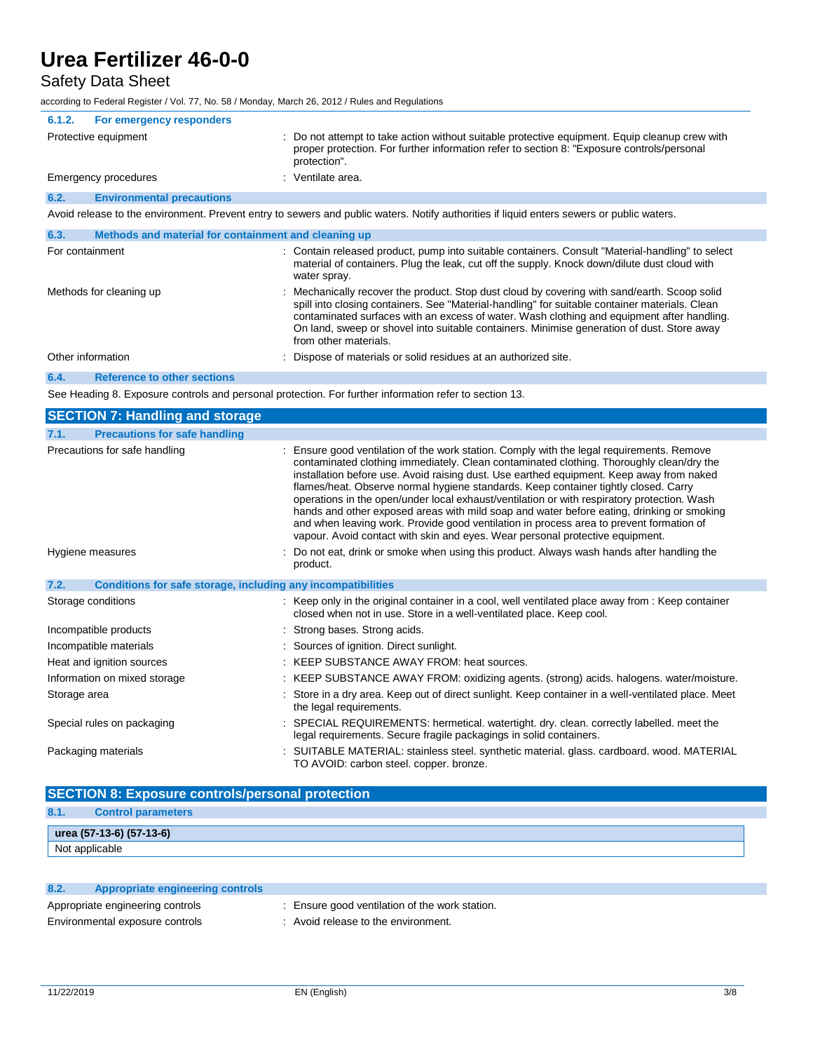#### 6.1.2. For emergency responders

| | |
|---|---|
| Protective equipment | : Do not attempt to take action without suitable protective equipment. Equip cleanup crew with proper protection. For further information refer to section 8: "Exposure controls/personal protection". |
| Emergency procedures | : Ventilate area. |

### 6.2. Environmental precautions

Avoid release to the environment. Prevent entry to sewers and public waters. Notify authorities if liquid enters sewers or public waters.

### 6.3. Methods and material for containment and cleaning up

| | |
|---|---|
| For containment | : Contain released product, pump into suitable containers. Consult "Material-handling" to select material of containers. Plug the leak, cut off the supply. Knock down/dilute dust cloud with water spray. |
| Methods for cleaning up | : Mechanically recover the product. Stop dust cloud by covering with sand/earth. Scoop solid spill into closing containers. See "Material-handling" for suitable container materials. Clean contaminated surfaces with an excess of water. Wash clothing and equipment after handling. On land, sweep or shovel into suitable containers. Minimise generation of dust. Store away from other materials. |
| Other information | : Dispose of materials or solid residues at an authorized site. |

### 6.4. Reference to other sections

See Heading 8. Exposure controls and personal protection. For further information refer to section 13.

## SECTION 7: Handling and storage

### 7.1. Precautions for safe handling

| | |
|---|---|
| Precautions for safe handling | : Ensure good ventilation of the work station. Comply with the legal requirements. Remove contaminated clothing immediately. Clean contaminated clothing. Thoroughly clean/dry the installation before use. Avoid raising dust. Use earthed equipment. Keep away from naked flames/heat. Observe normal hygiene standards. Keep container tightly closed. Carry operations in the open/under local exhaust/ventilation or with respiratory protection. Wash hands and other exposed areas with mild soap and water before eating, drinking or smoking and when leaving work. Provide good ventilation in process area to prevent formation of vapour. Avoid contact with skin and eyes. Wear personal protective equipment. |
| Hygiene measures | : Do not eat, drink or smoke when using this product. Always wash hands after handling the product. |

### 7.2. Conditions for safe storage, including any incompatibilities

| | |
|---|---|
| Storage conditions | : Keep only in the original container in a cool, well ventilated place away from : Keep container closed when not in use. Store in a well-ventilated place. Keep cool. |
| Incompatible products | : Strong bases. Strong acids. |
| Incompatible materials | : Sources of ignition. Direct sunlight. |
| Heat and ignition sources | : KEEP SUBSTANCE AWAY FROM: heat sources. |
| Information on mixed storage | : KEEP SUBSTANCE AWAY FROM: oxidizing agents. (strong) acids. halogens. water/moisture. |
| Storage area | : Store in a dry area. Keep out of direct sunlight. Keep container in a well-ventilated place. Meet the legal requirements. |
| Special rules on packaging | : SPECIAL REQUIREMENTS: hermetical. watertight. dry. clean. correctly labelled. meet the legal requirements. Secure fragile packagings in solid containers. |
| Packaging materials | : SUITABLE MATERIAL: stainless steel. synthetic material. glass. cardboard. wood. MATERIAL TO AVOID: carbon steel. copper. bronze. |

## SECTION 8: Exposure controls/personal protection

### 8.1. Control parameters

| urea (57-13-6) (57-13-6) |
|---|
| Not applicable |

### 8.2. Appropriate engineering controls

| | |
|---|---|
| Appropriate engineering controls | : Ensure good ventilation of the work station. |
| Environmental exposure controls | : Avoid release to the environment. |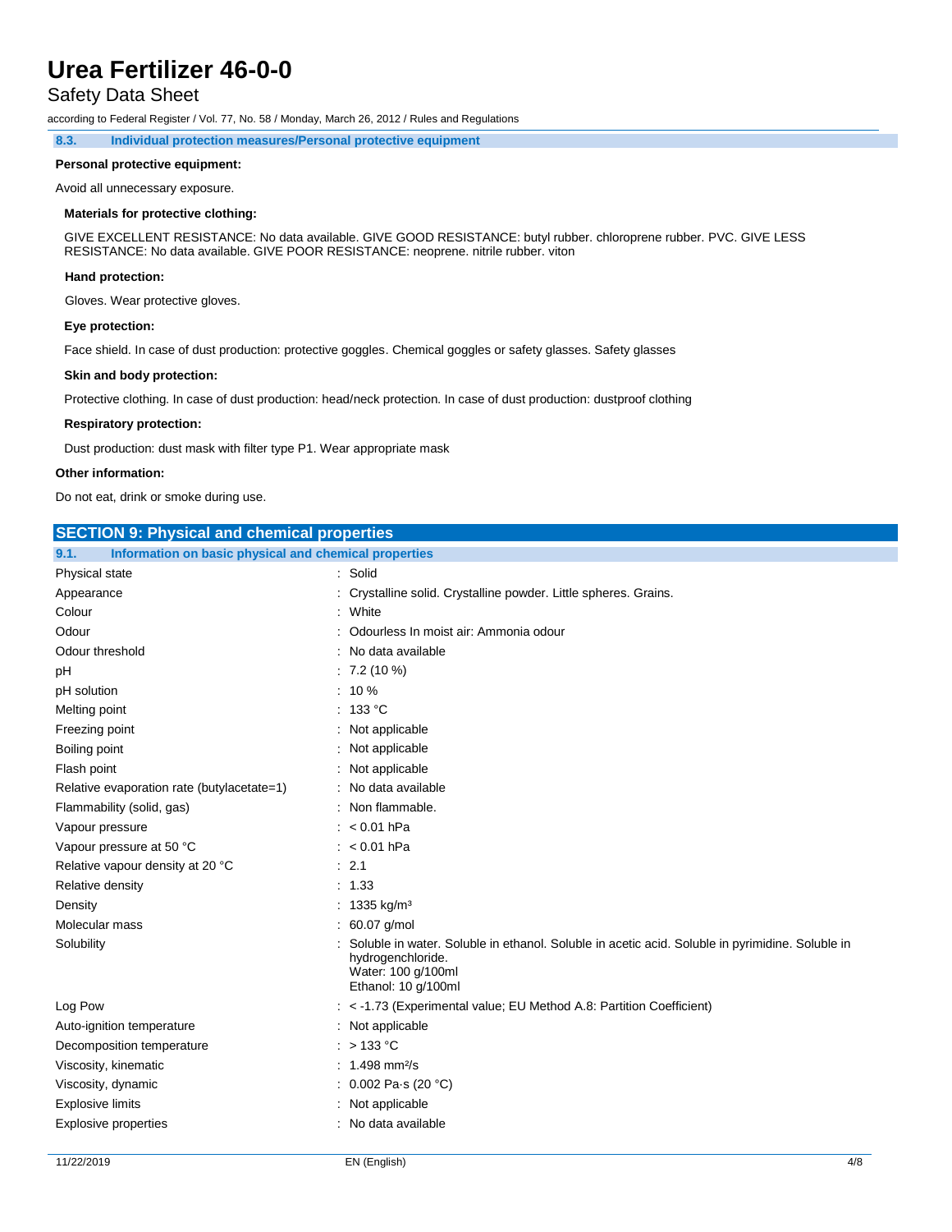#### 8.3. Individual protection measures/Personal protective equipment

**Personal protective equipment:**

Avoid all unnecessary exposure.

**Materials for protective clothing:**

GIVE EXCELLENT RESISTANCE: No data available. GIVE GOOD RESISTANCE: butyl rubber. chloroprene rubber. PVC. GIVE LESS RESISTANCE: No data available. GIVE POOR RESISTANCE: neoprene. nitrile rubber. viton

**Hand protection:**

Gloves. Wear protective gloves.

**Eye protection:**

Face shield. In case of dust production: protective goggles. Chemical goggles or safety glasses. Safety glasses

**Skin and body protection:**

Protective clothing. In case of dust production: head/neck protection. In case of dust production: dustproof clothing

**Respiratory protection:**

Dust production: dust mask with filter type P1. Wear appropriate mask

**Other information:**

Do not eat, drink or smoke during use.

## SECTION 9: Physical and chemical properties

#### 9.1. Information on basic physical and chemical properties

| Property | Value |
|---|---|
| Physical state | Solid |
| Appearance | Crystalline solid. Crystalline powder. Little spheres. Grains. |
| Colour | White |
| Odour | Odourless In moist air: Ammonia odour |
| Odour threshold | No data available |
| pH | 7.2 (10 %) |
| pH solution | 10 % |
| Melting point | 133 °C |
| Freezing point | Not applicable |
| Boiling point | Not applicable |
| Flash point | Not applicable |
| Relative evaporation rate (butylacetate=1) | No data available |
| Flammability (solid, gas) | Non flammable. |
| Vapour pressure | < 0.01 hPa |
| Vapour pressure at 50 °C | < 0.01 hPa |
| Relative vapour density at 20 °C | 2.1 |
| Relative density | 1.33 |
| Density | 1335 kg/m³ |
| Molecular mass | 60.07 g/mol |
| Solubility | Soluble in water. Soluble in ethanol. Soluble in acetic acid. Soluble in pyrimidine. Soluble in hydrogenchloride.<br>Water: 100 g/100ml<br>Ethanol: 10 g/100ml |
| Log Pow | < -1.73 (Experimental value; EU Method A.8: Partition Coefficient) |
| Auto-ignition temperature | Not applicable |
| Decomposition temperature | > 133 °C |
| Viscosity, kinematic | 1.498 mm²/s |
| Viscosity, dynamic | 0.002 Pa·s (20 °C) |
| Explosive limits | Not applicable |
| Explosive properties | No data available |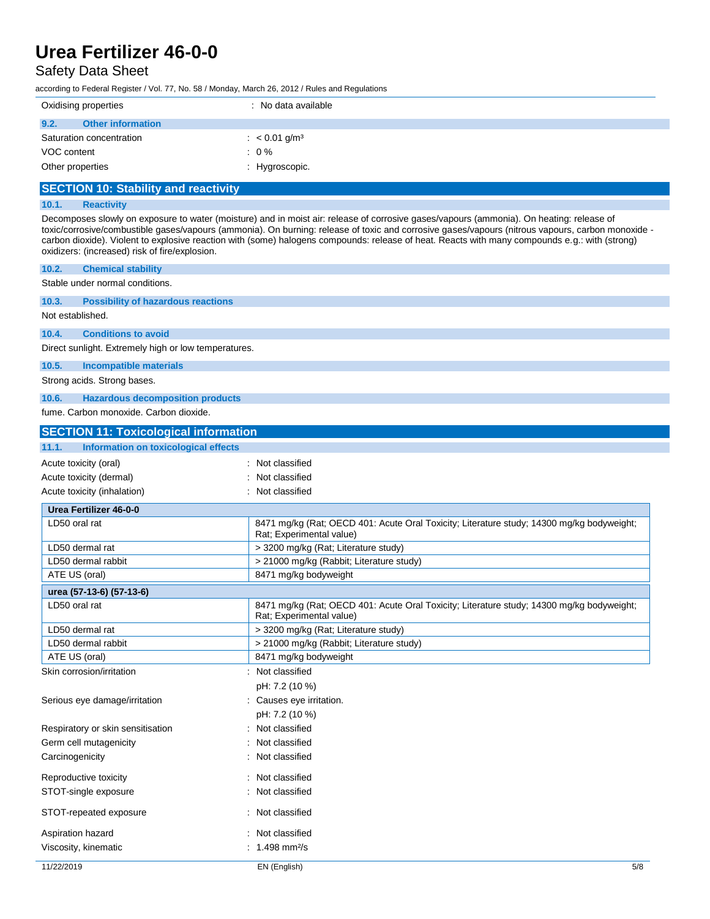| | |
|---|---|
| Oxidising properties | : No data available |

### 9.2. Other information

| | |
|---|---|
| Saturation concentration | : < 0.01 g/m³ |
| VOC content | : 0 % |
| Other properties | : Hygroscopic. |

## SECTION 10: Stability and reactivity

### 10.1. Reactivity

Decomposes slowly on exposure to water (moisture) and in moist air: release of corrosive gases/vapours (ammonia). On heating: release of toxic/corrosive/combustible gases/vapours (ammonia). On burning: release of toxic and corrosive gases/vapours (nitrous vapours, carbon monoxide - carbon dioxide). Violent to explosive reaction with (some) halogens compounds: release of heat. Reacts with many compounds e.g.: with (strong) oxidizers: (increased) risk of fire/explosion.

### 10.2. Chemical stability

Stable under normal conditions.

### 10.3. Possibility of hazardous reactions

Not established.

### 10.4. Conditions to avoid

Direct sunlight. Extremely high or low temperatures.

### 10.5. Incompatible materials

Strong acids. Strong bases.

### 10.6. Hazardous decomposition products

fume. Carbon monoxide. Carbon dioxide.

## SECTION 11: Toxicological information

### 11.1. Information on toxicological effects

| | |
|---|---|
| Acute toxicity (oral) | : Not classified |
| Acute toxicity (dermal) | : Not classified |
| Acute toxicity (inhalation) | : Not classified |

| **Urea Fertilizer 46-0-0** | |
|---|---|
| LD50 oral rat | 8471 mg/kg (Rat; OECD 401: Acute Oral Toxicity; Literature study; 14300 mg/kg bodyweight; Rat; Experimental value) |
| LD50 dermal rat | > 3200 mg/kg (Rat; Literature study) |
| LD50 dermal rabbit | > 21000 mg/kg (Rabbit; Literature study) |
| ATE US (oral) | 8471 mg/kg bodyweight |

| **urea (57-13-6) (57-13-6)** | |
|---|---|
| LD50 oral rat | 8471 mg/kg (Rat; OECD 401: Acute Oral Toxicity; Literature study; 14300 mg/kg bodyweight; Rat; Experimental value) |
| LD50 dermal rat | > 3200 mg/kg (Rat; Literature study) |
| LD50 dermal rabbit | > 21000 mg/kg (Rabbit; Literature study) |
| ATE US (oral) | 8471 mg/kg bodyweight |

| | |
|---|---|
| Skin corrosion/irritation | : Not classified |
| | pH: 7.2 (10 %) |
| Serious eye damage/irritation | : Causes eye irritation. |
| | pH: 7.2 (10 %) |
| Respiratory or skin sensitisation | : Not classified |
| Germ cell mutagenicity | : Not classified |
| Carcinogenicity | : Not classified |
| Reproductive toxicity | : Not classified |
| STOT-single exposure | : Not classified |
| STOT-repeated exposure | : Not classified |
| Aspiration hazard | : Not classified |
| Viscosity, kinematic | : 1.498 mm²/s |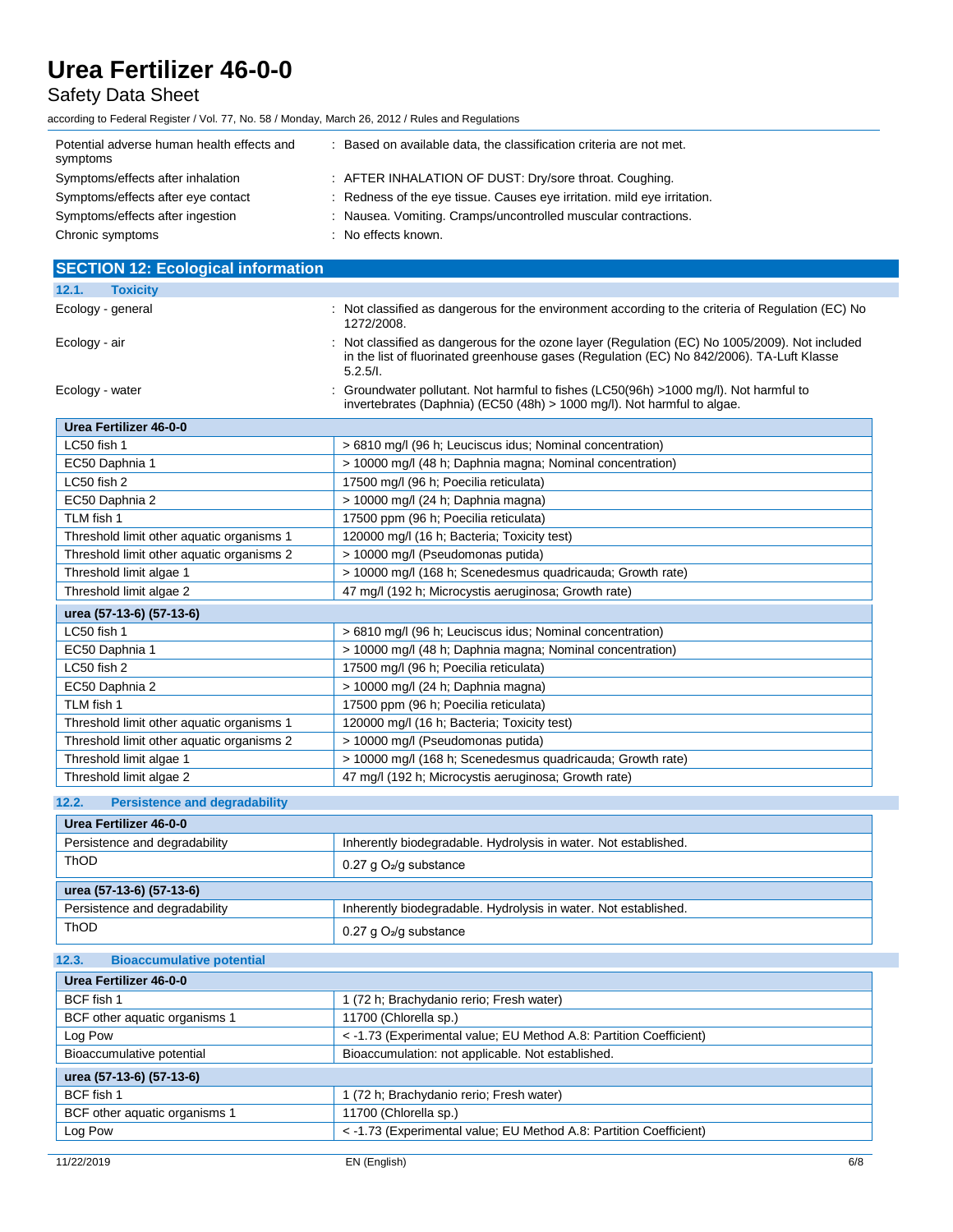| | |
|---|---|
| Potential adverse human health effects and symptoms | : Based on available data, the classification criteria are not met. |
| Symptoms/effects after inhalation | : AFTER INHALATION OF DUST: Dry/sore throat. Coughing. |
| Symptoms/effects after eye contact | : Redness of the eye tissue. Causes eye irritation. mild eye irritation. |
| Symptoms/effects after ingestion | : Nausea. Vomiting. Cramps/uncontrolled muscular contractions. |
| Chronic symptoms | : No effects known. |

## SECTION 12: Ecological information

### 12.1. Toxicity

| | |
|---|---|
| Ecology - general | : Not classified as dangerous for the environment according to the criteria of Regulation (EC) No 1272/2008. |
| Ecology - air | : Not classified as dangerous for the ozone layer (Regulation (EC) No 1005/2009). Not included in the list of fluorinated greenhouse gases (Regulation (EC) No 842/2006). TA-Luft Klasse 5.2.5/I. |
| Ecology - water | : Groundwater pollutant. Not harmful to fishes (LC50(96h) >1000 mg/l). Not harmful to invertebrates (Daphnia) (EC50 (48h) > 1000 mg/l). Not harmful to algae. |

| **Urea Fertilizer 46-0-0** | |
|---|---|
| LC50 fish 1 | > 6810 mg/l (96 h; Leuciscus idus; Nominal concentration) |
| EC50 Daphnia 1 | > 10000 mg/l (48 h; Daphnia magna; Nominal concentration) |
| LC50 fish 2 | 17500 mg/l (96 h; Poecilia reticulata) |
| EC50 Daphnia 2 | > 10000 mg/l (24 h; Daphnia magna) |
| TLM fish 1 | 17500 ppm (96 h; Poecilia reticulata) |
| Threshold limit other aquatic organisms 1 | 120000 mg/l (16 h; Bacteria; Toxicity test) |
| Threshold limit other aquatic organisms 2 | > 10000 mg/l (Pseudomonas putida) |
| Threshold limit algae 1 | > 10000 mg/l (168 h; Scenedesmus quadricauda; Growth rate) |
| Threshold limit algae 2 | 47 mg/l (192 h; Microcystis aeruginosa; Growth rate) |

| **urea (57-13-6) (57-13-6)** | |
|---|---|
| LC50 fish 1 | > 6810 mg/l (96 h; Leuciscus idus; Nominal concentration) |
| EC50 Daphnia 1 | > 10000 mg/l (48 h; Daphnia magna; Nominal concentration) |
| LC50 fish 2 | 17500 mg/l (96 h; Poecilia reticulata) |
| EC50 Daphnia 2 | > 10000 mg/l (24 h; Daphnia magna) |
| TLM fish 1 | 17500 ppm (96 h; Poecilia reticulata) |
| Threshold limit other aquatic organisms 1 | 120000 mg/l (16 h; Bacteria; Toxicity test) |
| Threshold limit other aquatic organisms 2 | > 10000 mg/l (Pseudomonas putida) |
| Threshold limit algae 1 | > 10000 mg/l (168 h; Scenedesmus quadricauda; Growth rate) |
| Threshold limit algae 2 | 47 mg/l (192 h; Microcystis aeruginosa; Growth rate) |

### 12.2. Persistence and degradability

| **Urea Fertilizer 46-0-0** | |
|---|---|
| Persistence and degradability | Inherently biodegradable. Hydrolysis in water. Not established. |
| ThOD | 0.27 g $O_2$/g substance |

| **urea (57-13-6) (57-13-6)** | |
|---|---|
| Persistence and degradability | Inherently biodegradable. Hydrolysis in water. Not established. |
| ThOD | 0.27 g $O_2$/g substance |

### 12.3. Bioaccumulative potential

| **Urea Fertilizer 46-0-0** | |
|---|---|
| BCF fish 1 | 1 (72 h; Brachydanio rerio; Fresh water) |
| BCF other aquatic organisms 1 | 11700 (Chlorella sp.) |
| Log Pow | < -1.73 (Experimental value; EU Method A.8: Partition Coefficient) |
| Bioaccumulative potential | Bioaccumulation: not applicable. Not established. |

| **urea (57-13-6) (57-13-6)** | |
|---|---|
| BCF fish 1 | 1 (72 h; Brachydanio rerio; Fresh water) |
| BCF other aquatic organisms 1 | 11700 (Chlorella sp.) |
| Log Pow | < -1.73 (Experimental value; EU Method A.8: Partition Coefficient) |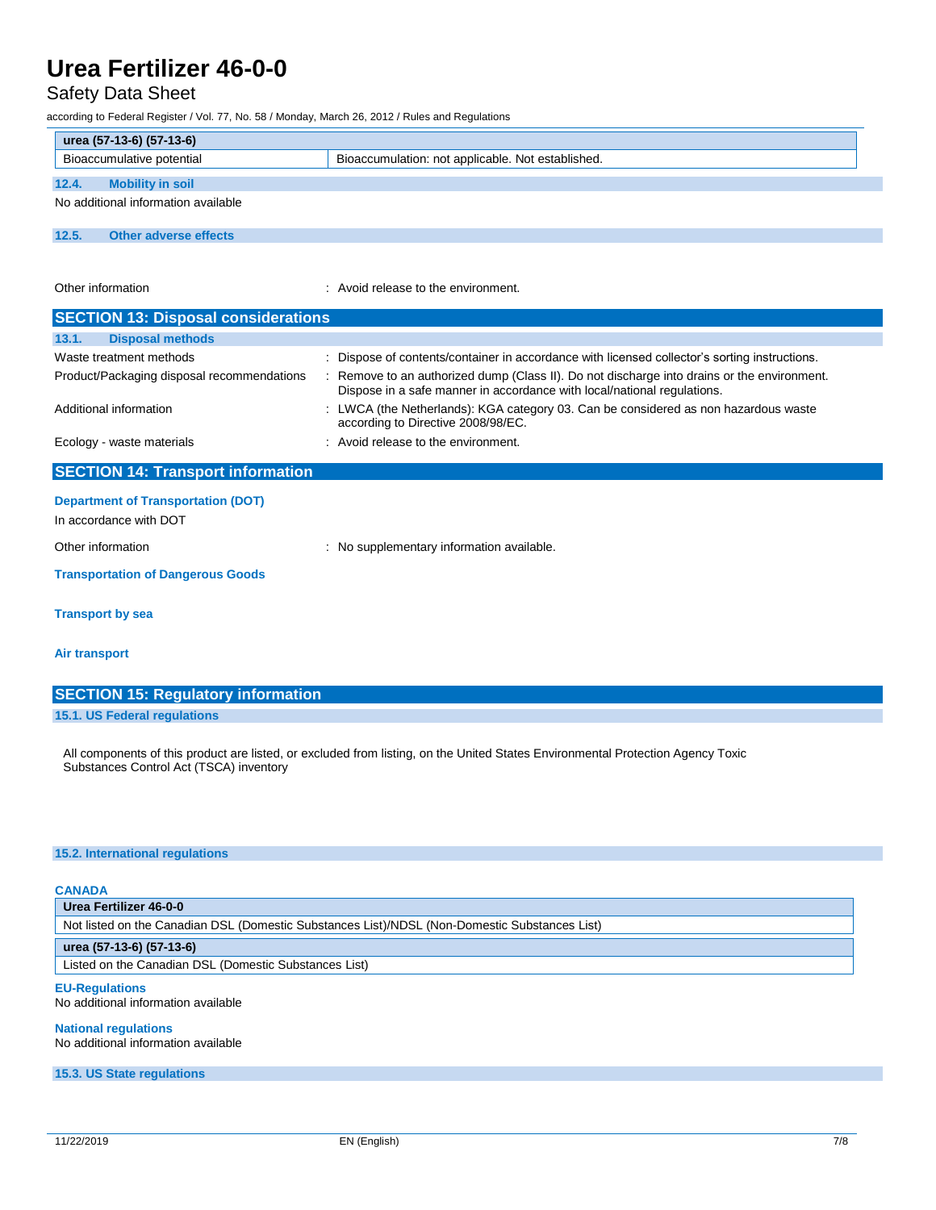| urea (57-13-6) (57-13-6) | |
|---|---|
| Bioaccumulative potential | Bioaccumulation: not applicable. Not established. |

### 12.4. Mobility in soil

No additional information available

### 12.5. Other adverse effects

Other information : Avoid release to the environment.

## SECTION 13: Disposal considerations

### 13.1. Disposal methods

Waste treatment methods : Dispose of contents/container in accordance with licensed collector's sorting instructions.

Product/Packaging disposal recommendations : Remove to an authorized dump (Class II). Do not discharge into drains or the environment. Dispose in a safe manner in accordance with local/national regulations.

Additional information : LWCA (the Netherlands): KGA category 03. Can be considered as non hazardous waste according to Directive 2008/98/EC.

Ecology - waste materials : Avoid release to the environment.

## SECTION 14: Transport information

**Department of Transportation (DOT)**

In accordance with DOT

Other information : No supplementary information available.

**Transportation of Dangerous Goods**

**Transport by sea**

**Air transport**

## SECTION 15: Regulatory information

### 15.1. US Federal regulations

All components of this product are listed, or excluded from listing, on the United States Environmental Protection Agency Toxic Substances Control Act (TSCA) inventory

### 15.2. International regulations

**CANADA**

| Urea Fertilizer 46-0-0 |
|---|
| Not listed on the Canadian DSL (Domestic Substances List)/NDSL (Non-Domestic Substances List) |

| urea (57-13-6) (57-13-6) |
|---|
| Listed on the Canadian DSL (Domestic Substances List) |

**EU-Regulations**

No additional information available

**National regulations**

No additional information available

### 15.3. US State regulations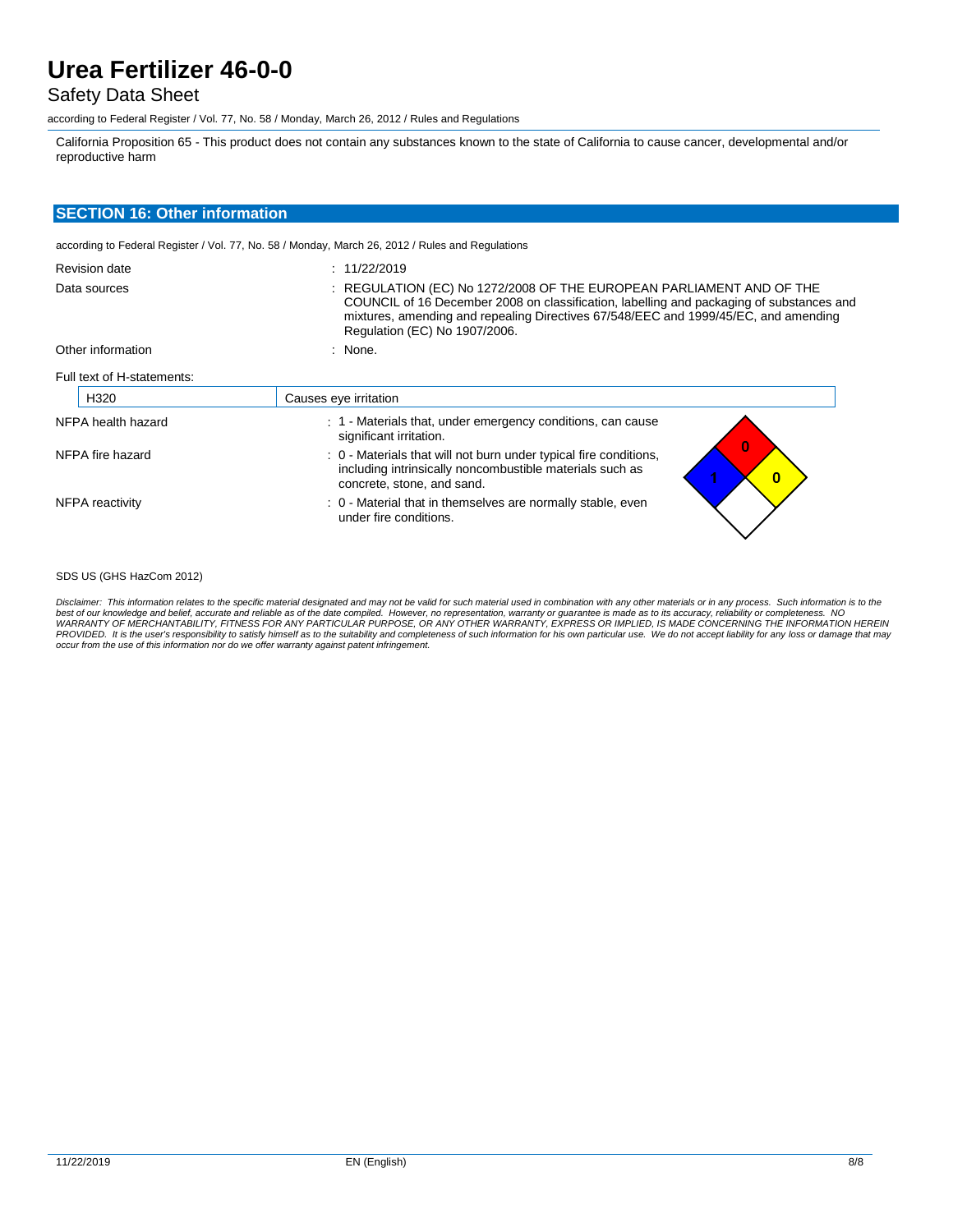California Proposition 65 - This product does not contain any substances known to the state of California to cause cancer, developmental and/or reproductive harm

## SECTION 16: Other information

according to Federal Register / Vol. 77, No. 58 / Monday, March 26, 2012 / Rules and Regulations

Revision date : 11/22/2019

Data sources : REGULATION (EC) No 1272/2008 OF THE EUROPEAN PARLIAMENT AND OF THE COUNCIL of 16 December 2008 on classification, labelling and packaging of substances and mixtures, amending and repealing Directives 67/548/EEC and 1999/45/EC, and amending Regulation (EC) No 1907/2006.

Other information : None.

Full text of H-statements:

| | |
|---|---|
| H320 | Causes eye irritation |

NFPA health hazard : 1 - Materials that, under emergency conditions, can cause significant irritation.

NFPA fire hazard : 0 - Materials that will not burn under typical fire conditions, including intrinsically noncombustible materials such as concrete, stone, and sand.

NFPA reactivity : 0 - Material that in themselves are normally stable, even under fire conditions.

0
1
0

SDS US (GHS HazCom 2012)

*Disclaimer: This information relates to the specific material designated and may not be valid for such material used in combination with any other materials or in any process. Such information is to the best of our knowledge and belief, accurate and reliable as of the date compiled. However, no representation, warranty or guarantee is made as to its accuracy, reliability or completeness. NO WARRANTY OF MERCHANTABILITY, FITNESS FOR ANY PARTICULAR PURPOSE, OR ANY OTHER WARRANTY, EXPRESS OR IMPLIED, IS MADE CONCERNING THE INFORMATION HEREIN PROVIDED. It is the user's responsibility to satisfy himself as to the suitability and completeness of such information for his own particular use. We do not accept liability for any loss or damage that may occur from the use of this information nor do we offer warranty against patent infringement.*